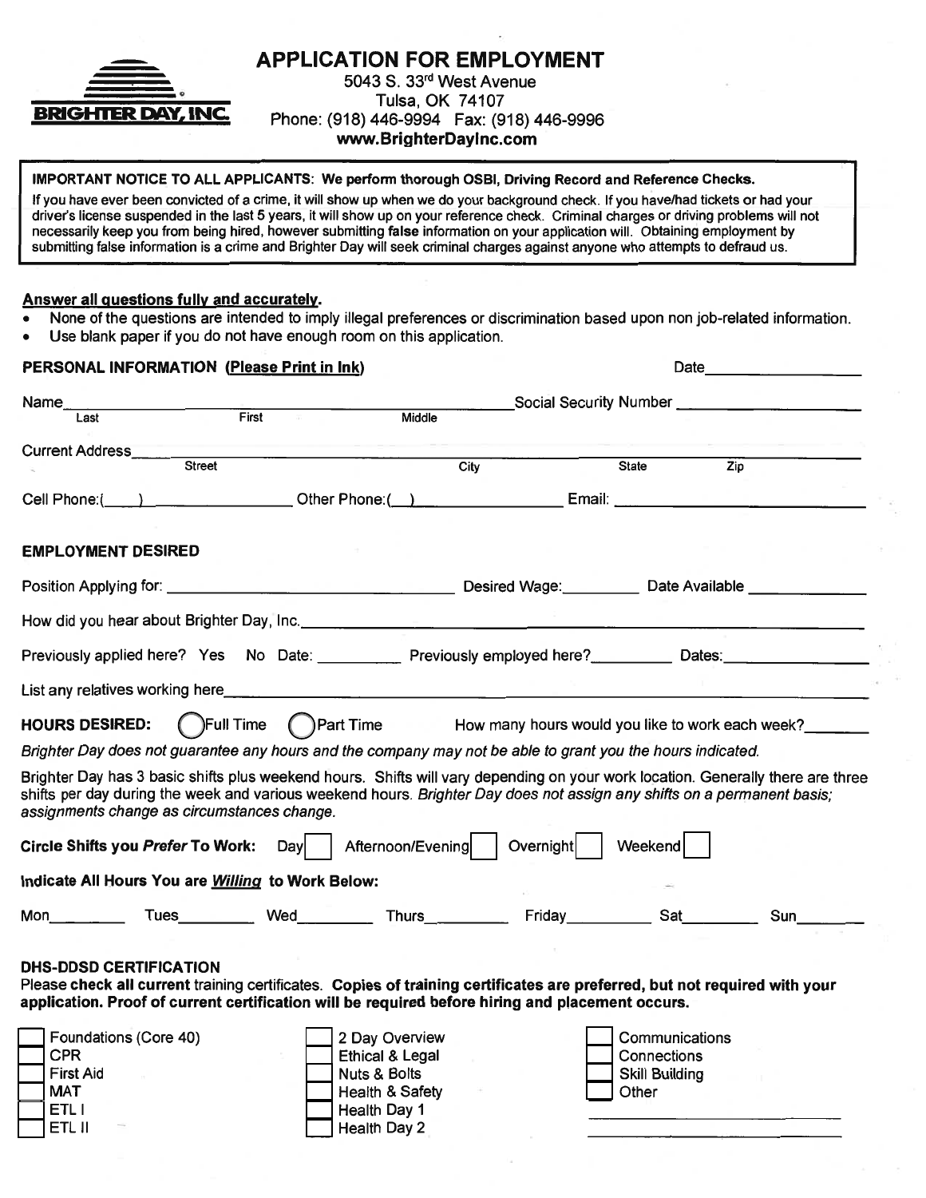BRIGHTER DAY, INC.

# APPLICATION FOR EMPLOYMENT

5043 S. 33rd West Avenue
Tulsa, OK 74107
Phone: (918) 446-9994 Fax: (918) 446-9996
**www.BrighterDayInc.com**

**IMPORTANT NOTICE TO ALL APPLICANTS: We perform thorough OSBI, Driving Record and Reference Checks.**

If you have ever been convicted of a crime, it will show up when we do your background check. If you have/had tickets or had your driver's license suspended in the last 5 years, it will show up on your reference check. Criminal charges or driving problems will not necessarily keep you from being hired, however submitting **false** information on your application will. Obtaining employment by submitting false information is a crime and Brighter Day will seek criminal charges against anyone who attempts to defraud us.

**Answer all questions fully and accurately.**

- None of the questions are intended to imply illegal preferences or discrimination based upon non job-related information.
- Use blank paper if you do not have enough room on this application.

## PERSONAL INFORMATION (Please Print in Ink)

Date__________________

Name____________________________________________ Social Security Number ____________________
Last First Middle

Current Address________________________________________________________________________
Street City State Zip

Cell Phone:(____) ________________ Other Phone:(__) ________________ Email: ________________________

## EMPLOYMENT DESIRED

Position Applying for: ________________________________ Desired Wage:_________ Date Available _____________

How did you hear about Brighter Day, Inc.________________________________________________________

Previously applied here? Yes No Date: __________ Previously employed here?_________ Dates:________________

List any relatives working here________________________________________________________________

**HOURS DESIRED:** ◯ Full Time ◯ Part Time How many hours would you like to work each week?_______

*Brighter Day does not guarantee any hours and the company may not be able to grant you the hours indicated.*

Brighter Day has 3 basic shifts plus weekend hours. Shifts will vary depending on your work location. Generally there are three shifts per day during the week and various weekend hours. *Brighter Day does not assign any shifts on a permanent basis; assignments change as circumstances change.*

**Circle Shifts you *Prefer* To Work:** Day ☐ Afternoon/Evening ☐ Overnight ☐ Weekend ☐

**Indicate All Hours You are *Willing* to Work Below:**

Mon_________ Tues_________ Wed_________ Thurs_________ Friday_________ Sat_________ Sun________

## DHS-DDSD CERTIFICATION

Please **check all current** training certificates. **Copies of training certificates are preferred, but not required with your application. Proof of current certification will be required before hiring and placement occurs.**

- ☐ Foundations (Core 40)
- ☐ CPR
- ☐ First Aid
- ☐ MAT
- ☐ ETL I
- ☐ ETL II
- ☐ 2 Day Overview
- ☐ Ethical & Legal
- ☐ Nuts & Bolts
- ☐ Health & Safety
- ☐ Health Day 1
- ☐ Health Day 2
- ☐ Communications
- ☐ Connections
- ☐ Skill Building
- ☐ Other

______________________________

______________________________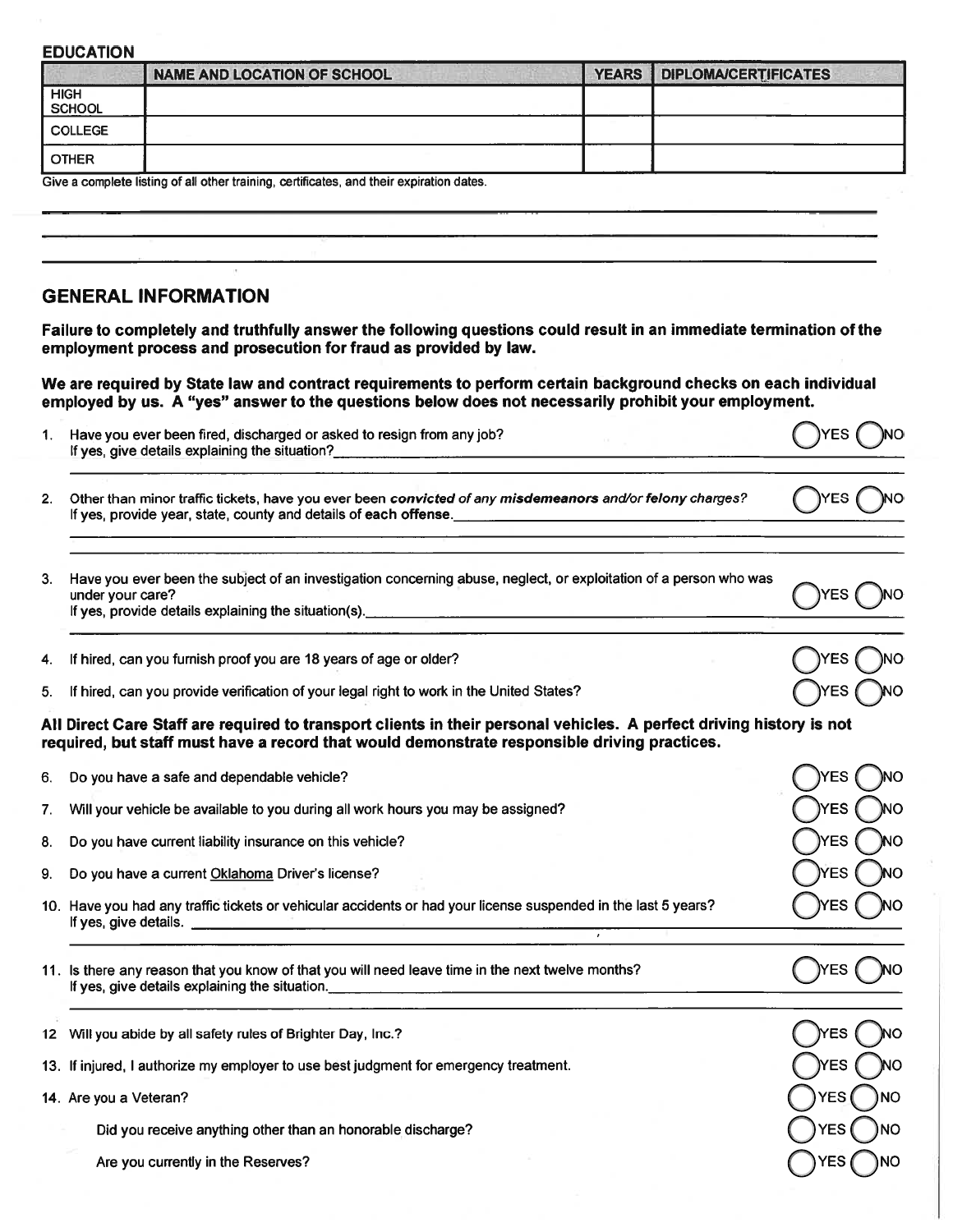## EDUCATION

| | NAME AND LOCATION OF SCHOOL | YEARS | DIPLOMA/CERTIFICATES |
|---|---|---|---|
| HIGH SCHOOL | | | |
| COLLEGE | | | |
| OTHER | | | |

Give a complete listing of all other training, certificates, and their expiration dates.

______________________________________________________________________________

______________________________________________________________________________

______________________________________________________________________________

## GENERAL INFORMATION

**Failure to completely and truthfully answer the following questions could result in an immediate termination of the employment process and prosecution for fraud as provided by law.**

**We are required by State law and contract requirements to perform certain background checks on each individual employed by us. A "yes" answer to the questions below does not necessarily prohibit your employment.**

1. Have you ever been fired, discharged or asked to resign from any job? ◯ YES ◯ NO
   If yes, give details explaining the situation? ______________________________

2. Other than minor traffic tickets, have you ever been ***convicted of any misdemeanors*** and/or ***felony charges?*** ◯ YES ◯ NO
   If yes, provide year, state, county and details of each offense. ______________________________

3. Have you ever been the subject of an investigation concerning abuse, neglect, or exploitation of a person who was under your care? ◯ YES ◯ NO
   If yes, provide details explaining the situation(s). ______________________________

4. If hired, can you furnish proof you are 18 years of age or older? ◯ YES ◯ NO

5. If hired, can you provide verification of your legal right to work in the United States? ◯ YES ◯ NO

**All Direct Care Staff are required to transport clients in their personal vehicles. A perfect driving history is not required, but staff must have a record that would demonstrate responsible driving practices.**

6. Do you have a safe and dependable vehicle? ◯ YES ◯ NO

7. Will your vehicle be available to you during all work hours you may be assigned? ◯ YES ◯ NO

8. Do you have current liability insurance on this vehicle? ◯ YES ◯ NO

9. Do you have a current Oklahoma Driver's license? ◯ YES ◯ NO

10. Have you had any traffic tickets or vehicular accidents or had your license suspended in the last 5 years? ◯ YES ◯ NO
    If yes, give details. ______________________________

11. Is there any reason that you know of that you will need leave time in the next twelve months? ◯ YES ◯ NO
    If yes, give details explaining the situation. ______________________________

12. Will you abide by all safety rules of Brighter Day, Inc.? ◯ YES ◯ NO

13. If injured, I authorize my employer to use best judgment for emergency treatment. ◯ YES ◯ NO

14. Are you a Veteran? ◯ YES ◯ NO

    Did you receive anything other than an honorable discharge? ◯ YES ◯ NO

    Are you currently in the Reserves? ◯ YES ◯ NO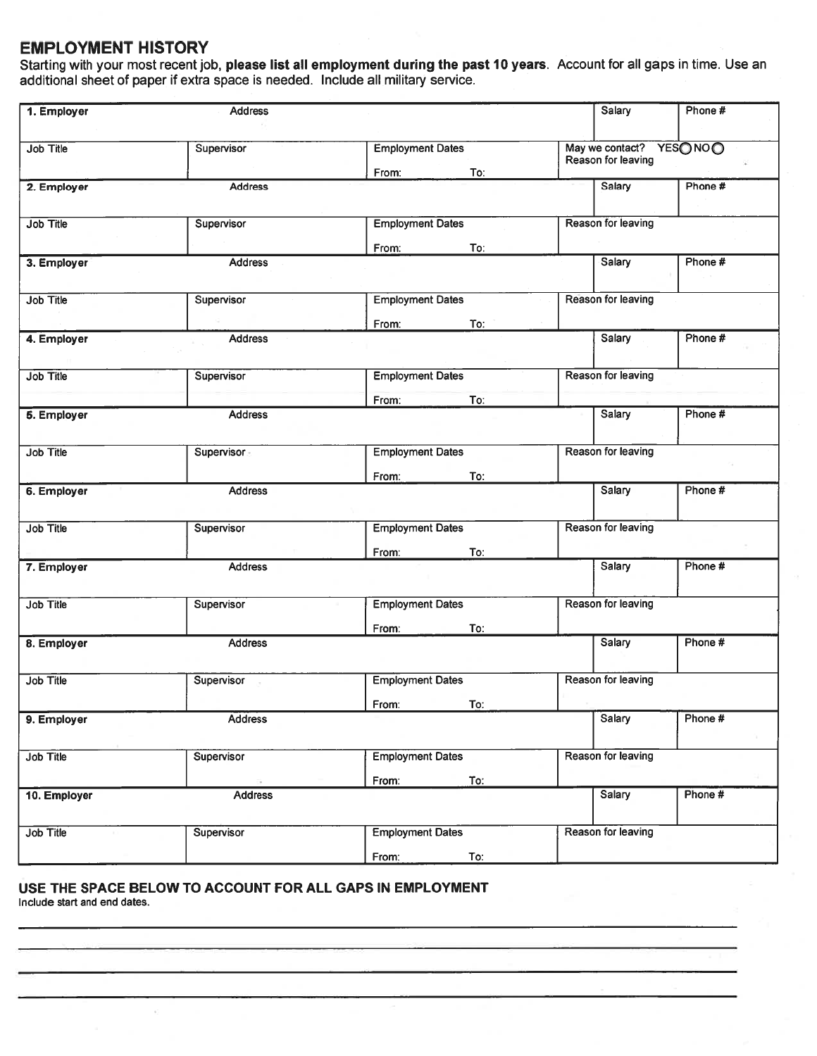## EMPLOYMENT HISTORY

Starting with your most recent job, **please list all employment during the past 10 years**. Account for all gaps in time. Use an additional sheet of paper if extra space is needed. Include all military service.

| **1. Employer** | Address | | Salary | Phone # |
|---|---|---|---|---|
| Job Title | Supervisor | Employment Dates<br>From: To: | May we contact? YES ◯ NO ◯<br>Reason for leaving | |
| **2. Employer** | Address | | Salary | Phone # |
| Job Title | Supervisor | Employment Dates<br>From: To: | Reason for leaving | |
| **3. Employer** | Address | | Salary | Phone # |
| Job Title | Supervisor | Employment Dates<br>From: To: | Reason for leaving | |
| **4. Employer** | Address | | Salary | Phone # |
| Job Title | Supervisor | Employment Dates<br>From: To: | Reason for leaving | |
| **5. Employer** | Address | | Salary | Phone # |
| Job Title | Supervisor | Employment Dates<br>From: To: | Reason for leaving | |
| **6. Employer** | Address | | Salary | Phone # |
| Job Title | Supervisor | Employment Dates<br>From: To: | Reason for leaving | |
| **7. Employer** | Address | | Salary | Phone # |
| Job Title | Supervisor | Employment Dates<br>From: To: | Reason for leaving | |
| **8. Employer** | Address | | Salary | Phone # |
| Job Title | Supervisor | Employment Dates<br>From: To: | Reason for leaving | |
| **9. Employer** | Address | | Salary | Phone # |
| Job Title | Supervisor | Employment Dates<br>From: To: | Reason for leaving | |
| **10. Employer** | Address | | Salary | Phone # |
| Job Title | Supervisor | Employment Dates<br>From: To: | Reason for leaving | |

### USE THE SPACE BELOW TO ACCOUNT FOR ALL GAPS IN EMPLOYMENT

Include start and end dates.

\_\_\_\_\_\_\_\_\_\_\_\_\_\_\_\_\_\_\_\_\_\_\_\_\_\_\_\_\_\_\_\_\_\_\_\_\_\_\_\_\_\_\_\_\_\_\_\_\_\_\_\_\_\_\_\_\_\_\_\_\_\_\_\_\_\_\_\_\_\_\_\_

\_\_\_\_\_\_\_\_\_\_\_\_\_\_\_\_\_\_\_\_\_\_\_\_\_\_\_\_\_\_\_\_\_\_\_\_\_\_\_\_\_\_\_\_\_\_\_\_\_\_\_\_\_\_\_\_\_\_\_\_\_\_\_\_\_\_\_\_\_\_\_\_

\_\_\_\_\_\_\_\_\_\_\_\_\_\_\_\_\_\_\_\_\_\_\_\_\_\_\_\_\_\_\_\_\_\_\_\_\_\_\_\_\_\_\_\_\_\_\_\_\_\_\_\_\_\_\_\_\_\_\_\_\_\_\_\_\_\_\_\_\_\_\_\_

\_\_\_\_\_\_\_\_\_\_\_\_\_\_\_\_\_\_\_\_\_\_\_\_\_\_\_\_\_\_\_\_\_\_\_\_\_\_\_\_\_\_\_\_\_\_\_\_\_\_\_\_\_\_\_\_\_\_\_\_\_\_\_\_\_\_\_\_\_\_\_\_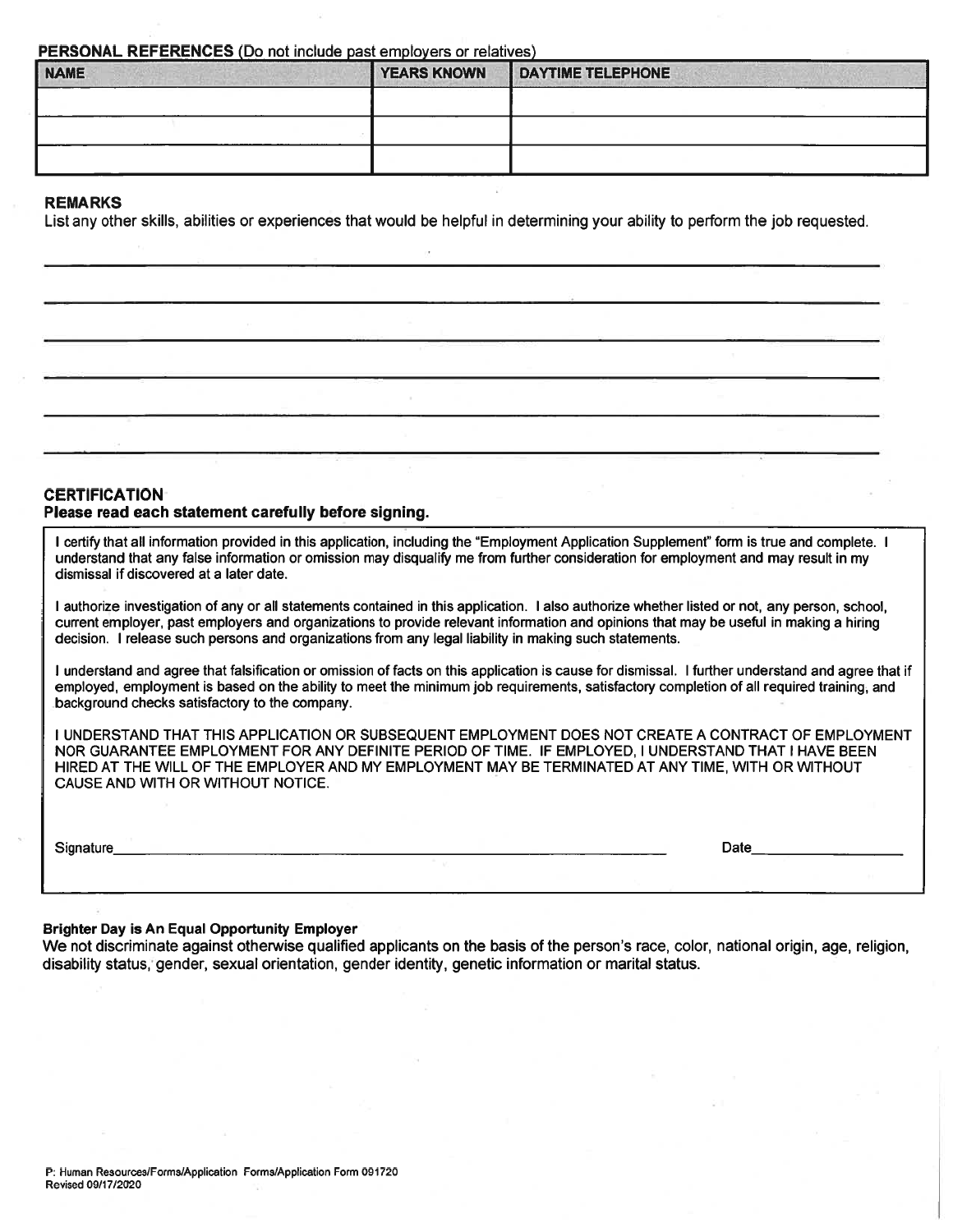**PERSONAL REFERENCES** (Do not include past employers or relatives)

| NAME | YEARS KNOWN | DAYTIME TELEPHONE |
| --- | --- | --- |
| | | |
| | | |
| | | |

**REMARKS**

List any other skills, abilities or experiences that would be helpful in determining your ability to perform the job requested.

\_\_\_\_\_\_\_\_\_\_\_\_\_\_\_\_\_\_\_\_\_\_\_\_\_\_\_\_\_\_\_\_\_\_\_\_\_\_\_\_\_\_\_\_\_\_\_\_\_\_\_\_\_\_\_\_\_\_\_\_

\_\_\_\_\_\_\_\_\_\_\_\_\_\_\_\_\_\_\_\_\_\_\_\_\_\_\_\_\_\_\_\_\_\_\_\_\_\_\_\_\_\_\_\_\_\_\_\_\_\_\_\_\_\_\_\_\_\_\_\_

\_\_\_\_\_\_\_\_\_\_\_\_\_\_\_\_\_\_\_\_\_\_\_\_\_\_\_\_\_\_\_\_\_\_\_\_\_\_\_\_\_\_\_\_\_\_\_\_\_\_\_\_\_\_\_\_\_\_\_\_

\_\_\_\_\_\_\_\_\_\_\_\_\_\_\_\_\_\_\_\_\_\_\_\_\_\_\_\_\_\_\_\_\_\_\_\_\_\_\_\_\_\_\_\_\_\_\_\_\_\_\_\_\_\_\_\_\_\_\_\_

\_\_\_\_\_\_\_\_\_\_\_\_\_\_\_\_\_\_\_\_\_\_\_\_\_\_\_\_\_\_\_\_\_\_\_\_\_\_\_\_\_\_\_\_\_\_\_\_\_\_\_\_\_\_\_\_\_\_\_\_

\_\_\_\_\_\_\_\_\_\_\_\_\_\_\_\_\_\_\_\_\_\_\_\_\_\_\_\_\_\_\_\_\_\_\_\_\_\_\_\_\_\_\_\_\_\_\_\_\_\_\_\_\_\_\_\_\_\_\_\_

**CERTIFICATION**

**Please read each statement carefully before signing.**

I certify that all information provided in this application, including the "Employment Application Supplement" form is true and complete. I understand that any false information or omission may disqualify me from further consideration for employment and may result in my dismissal if discovered at a later date.

I authorize investigation of any or all statements contained in this application. I also authorize whether listed or not, any person, school, current employer, past employers and organizations to provide relevant information and opinions that may be useful in making a hiring decision. I release such persons and organizations from any legal liability in making such statements.

I understand and agree that falsification or omission of facts on this application is cause for dismissal. I further understand and agree that if employed, employment is based on the ability to meet the minimum job requirements, satisfactory completion of all required training, and background checks satisfactory to the company.

I UNDERSTAND THAT THIS APPLICATION OR SUBSEQUENT EMPLOYMENT DOES NOT CREATE A CONTRACT OF EMPLOYMENT NOR GUARANTEE EMPLOYMENT FOR ANY DEFINITE PERIOD OF TIME. IF EMPLOYED, I UNDERSTAND THAT I HAVE BEEN HIRED AT THE WILL OF THE EMPLOYER AND MY EMPLOYMENT MAY BE TERMINATED AT ANY TIME, WITH OR WITHOUT CAUSE AND WITH OR WITHOUT NOTICE.

Signature\_\_\_\_\_\_\_\_\_\_\_\_\_\_\_\_\_\_\_\_\_\_\_\_\_\_\_\_\_\_\_\_\_\_\_\_\_\_\_\_\_\_ Date\_\_\_\_\_\_\_\_\_\_\_\_\_\_\_\_

**Brighter Day is An Equal Opportunity Employer**

We not discriminate against otherwise qualified applicants on the basis of the person's race, color, national origin, age, religion, disability status, gender, sexual orientation, gender identity, genetic information or marital status.

P: Human Resources/Forms/Application Forms/Application Form 091720
Revised 09/17/2020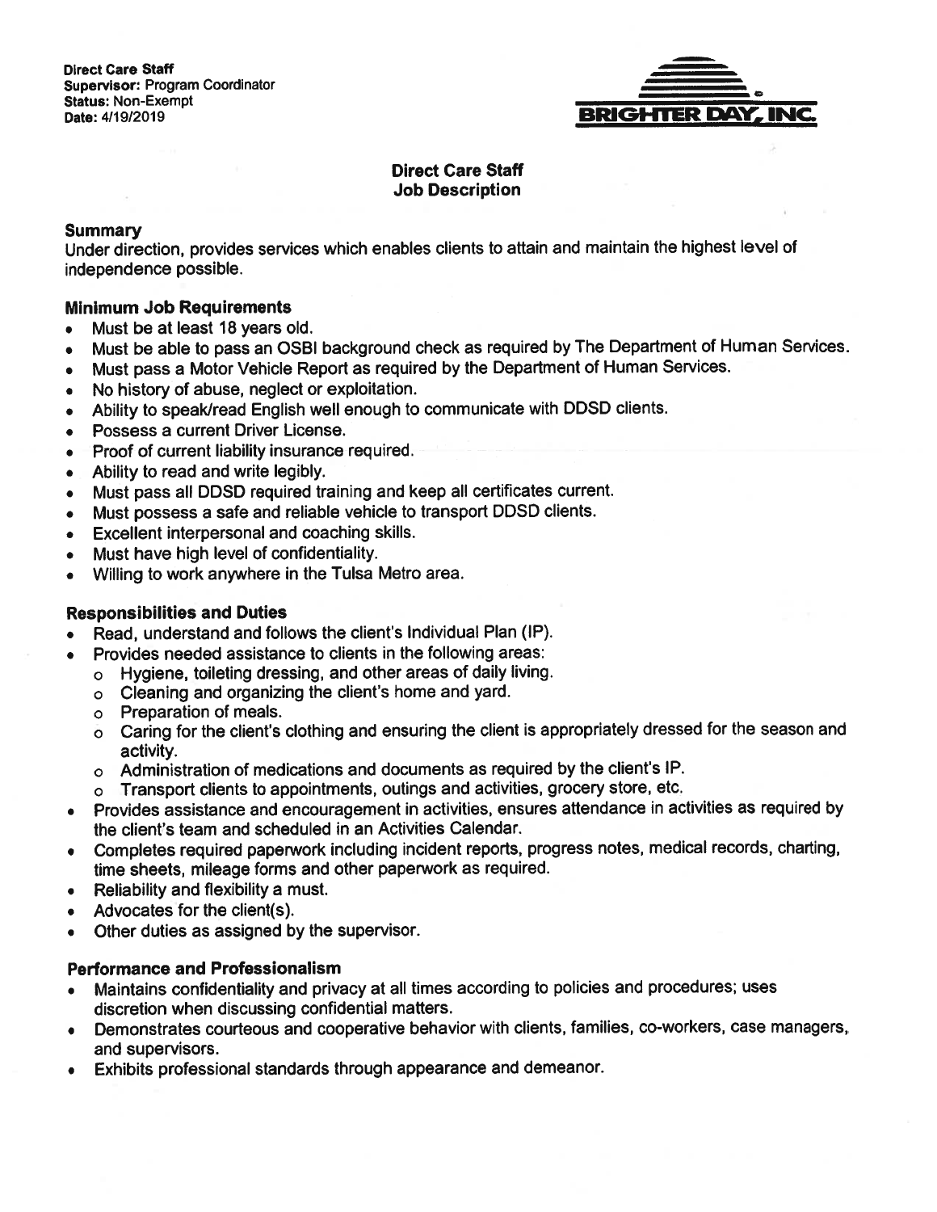**Direct Care Staff**
**Supervisor:** Program Coordinator
**Status:** Non-Exempt
**Date:** 4/19/2019

BRIGHTER DAY, INC.

## Direct Care Staff
## Job Description

### Summary

Under direction, provides services which enables clients to attain and maintain the highest level of independence possible.

### Minimum Job Requirements

- Must be at least 18 years old.
- Must be able to pass an OSBI background check as required by The Department of Human Services.
- Must pass a Motor Vehicle Report as required by the Department of Human Services.
- No history of abuse, neglect or exploitation.
- Ability to speak/read English well enough to communicate with DDSD clients.
- Possess a current Driver License.
- Proof of current liability insurance required.
- Ability to read and write legibly.
- Must pass all DDSD required training and keep all certificates current.
- Must possess a safe and reliable vehicle to transport DDSD clients.
- Excellent interpersonal and coaching skills.
- Must have high level of confidentiality.
- Willing to work anywhere in the Tulsa Metro area.

### Responsibilities and Duties

- Read, understand and follows the client's Individual Plan (IP).
- Provides needed assistance to clients in the following areas:
  - Hygiene, toileting dressing, and other areas of daily living.
  - Cleaning and organizing the client's home and yard.
  - Preparation of meals.
  - Caring for the client's clothing and ensuring the client is appropriately dressed for the season and activity.
  - Administration of medications and documents as required by the client's IP.
  - Transport clients to appointments, outings and activities, grocery store, etc.
- Provides assistance and encouragement in activities, ensures attendance in activities as required by the client's team and scheduled in an Activities Calendar.
- Completes required paperwork including incident reports, progress notes, medical records, charting, time sheets, mileage forms and other paperwork as required.
- Reliability and flexibility a must.
- Advocates for the client(s).
- Other duties as assigned by the supervisor.

### Performance and Professionalism

- Maintains confidentiality and privacy at all times according to policies and procedures; uses discretion when discussing confidential matters.
- Demonstrates courteous and cooperative behavior with clients, families, co-workers, case managers, and supervisors.
- Exhibits professional standards through appearance and demeanor.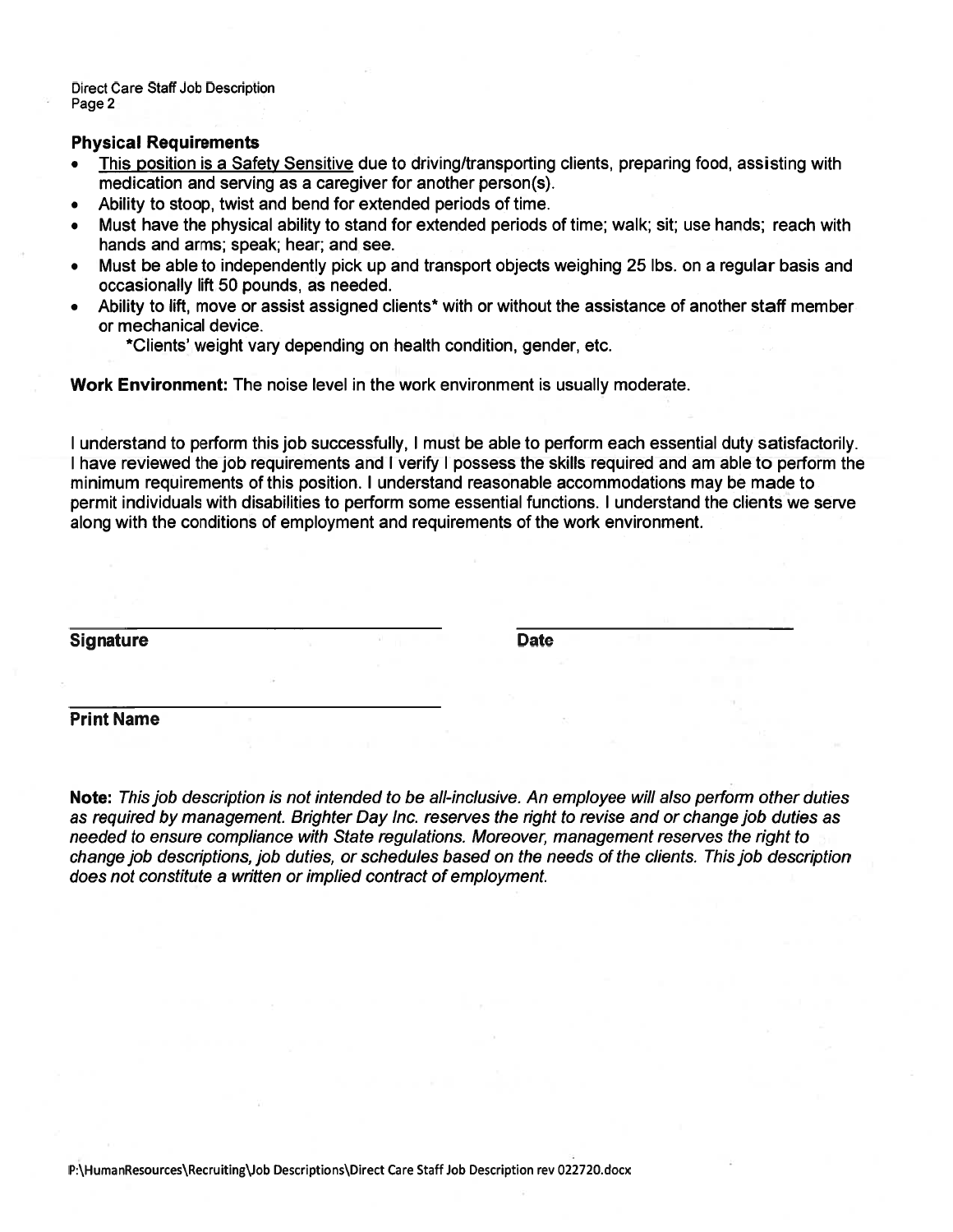### Physical Requirements

- This position is a Safety Sensitive due to driving/transporting clients, preparing food, assisting with medication and serving as a caregiver for another person(s).
- Ability to stoop, twist and bend for extended periods of time.
- Must have the physical ability to stand for extended periods of time; walk; sit; use hands; reach with hands and arms; speak; hear; and see.
- Must be able to independently pick up and transport objects weighing 25 lbs. on a regular basis and occasionally lift 50 pounds, as needed.
- Ability to lift, move or assist assigned clients* with or without the assistance of another staff member or mechanical device.
  *Clients' weight vary depending on health condition, gender, etc.

**Work Environment:** The noise level in the work environment is usually moderate.

I understand to perform this job successfully, I must be able to perform each essential duty satisfactorily. I have reviewed the job requirements and I verify I possess the skills required and am able to perform the minimum requirements of this position. I understand reasonable accommodations may be made to permit individuals with disabilities to perform some essential functions. I understand the clients we serve along with the conditions of employment and requirements of the work environment.

______________________________ ______________________

**Signature** **Date**

______________________________

**Print Name**

**Note:** *This job description is not intended to be all-inclusive. An employee will also perform other duties as required by management. Brighter Day Inc. reserves the right to revise and or change job duties as needed to ensure compliance with State regulations. Moreover, management reserves the right to change job descriptions, job duties, or schedules based on the needs of the clients. This job description does not constitute a written or implied contract of employment.*

P:\HumanResources\Recruiting\Job Descriptions\Direct Care Staff Job Description rev 022720.docx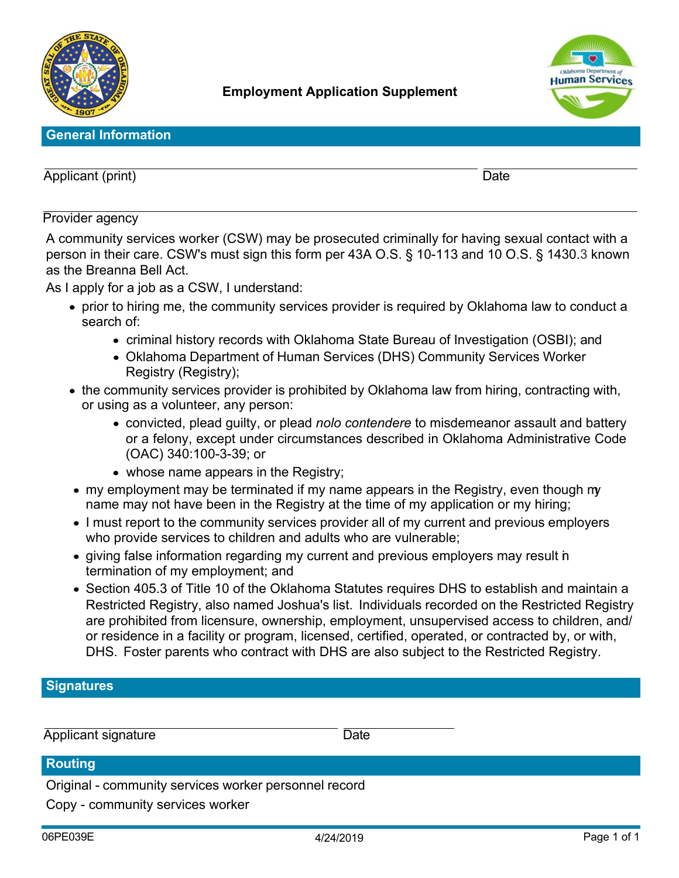# Employment Application Supplement

## General Information

Applicant (print) ____________________ Date ____________

Provider agency ____________________

A community services worker (CSW) may be prosecuted criminally for having sexual contact with a person in their care. CSW's must sign this form per 43A O.S. § 10-113 and 10 O.S. § 1430.3 known as the Breanna Bell Act.

As I apply for a job as a CSW, I understand:

- prior to hiring me, the community services provider is required by Oklahoma law to conduct a search of:
  - criminal history records with Oklahoma State Bureau of Investigation (OSBI); and
  - Oklahoma Department of Human Services (DHS) Community Services Worker Registry (Registry);
- the community services provider is prohibited by Oklahoma law from hiring, contracting with, or using as a volunteer, any person:
  - convicted, plead guilty, or plead *nolo contendere* to misdemeanor assault and battery or a felony, except under circumstances described in Oklahoma Administrative Code (OAC) 340:100-3-39; or
  - whose name appears in the Registry;
- my employment may be terminated if my name appears in the Registry, even though my name may not have been in the Registry at the time of my application or my hiring;
- I must report to the community services provider all of my current and previous employers who provide services to children and adults who are vulnerable;
- giving false information regarding my current and previous employers may result in termination of my employment; and
- Section 405.3 of Title 10 of the Oklahoma Statutes requires DHS to establish and maintain a Restricted Registry, also named Joshua's list. Individuals recorded on the Restricted Registry are prohibited from licensure, ownership, employment, unsupervised access to children, and/or residence in a facility or program, licensed, certified, operated, or contracted by, or with, DHS. Foster parents who contract with DHS are also subject to the Restricted Registry.

## Signatures

Applicant signature ____________________ Date ____________

## Routing

Original - community services worker personnel record

Copy - community services worker

06PE039E 4/24/2019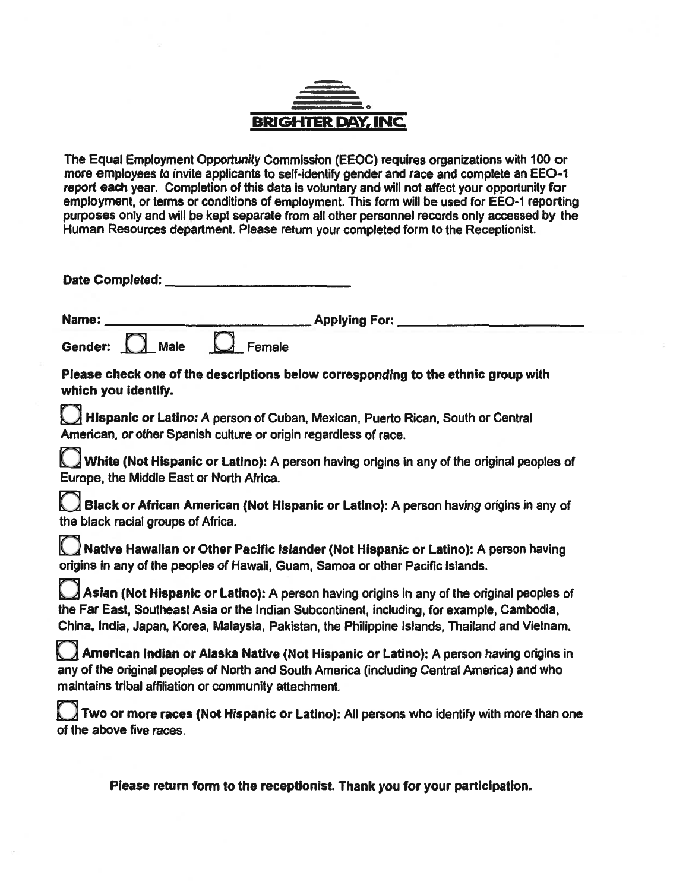**BRIGHTER DAY, INC.**

The Equal Employment Opportunity Commission (EEOC) requires organizations with 100 or more employees to invite applicants to self-identify gender and race and complete an EEO-1 report each year. Completion of this data is voluntary and will not affect your opportunity for employment, or terms or conditions of employment. This form will be used for EEO-1 reporting purposes only and will be kept separate from all other personnel records only accessed by the Human Resources department. Please return your completed form to the Receptionist.

**Date Completed:** ______________________

**Name:** ___________________________ **Applying For:** ___________________________

**Gender:** ☐ Male ☐ Female

**Please check one of the descriptions below corresponding to the ethnic group with which you identify.**

☐ **Hispanic or Latino:** A person of Cuban, Mexican, Puerto Rican, South or Central American, or other Spanish culture or origin regardless of race.

☐ **White (Not Hispanic or Latino):** A person having origins in any of the original peoples of Europe, the Middle East or North Africa.

☐ **Black or African American (Not Hispanic or Latino):** A person having origins in any of the black racial groups of Africa.

☐ **Native Hawaiian or Other Pacific Islander (Not Hispanic or Latino):** A person having origins in any of the peoples of Hawaii, Guam, Samoa or other Pacific Islands.

☐ **Asian (Not Hispanic or Latino):** A person having origins in any of the original peoples of the Far East, Southeast Asia or the Indian Subcontinent, including, for example, Cambodia, China, India, Japan, Korea, Malaysia, Pakistan, the Philippine Islands, Thailand and Vietnam.

☐ **American Indian or Alaska Native (Not Hispanic or Latino):** A person having origins in any of the original peoples of North and South America (including Central America) and who maintains tribal affiliation or community attachment.

☐ **Two or more races (Not Hispanic or Latino):** All persons who identify with more than one of the above five races.

**Please return form to the receptionist. Thank you for your participation.**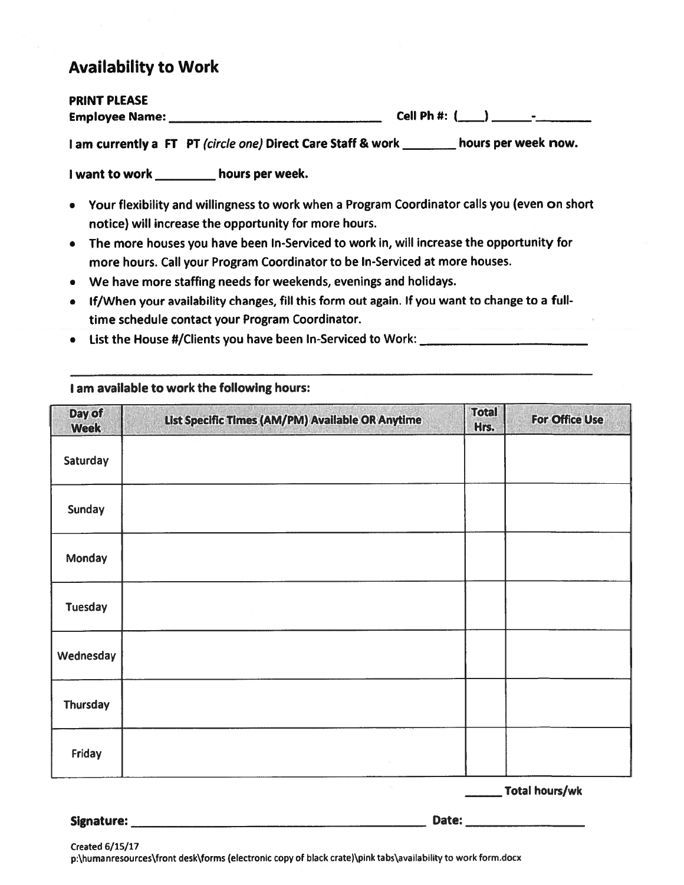## Availability to Work

**PRINT PLEASE**

**Employee Name: ________________________________ Cell Ph #: (____) ______-________**

**I am currently a FT PT** *(circle one)* **Direct Care Staff & work ________ hours per week now.**

**I want to work _________ hours per week.**

- **Your flexibility and willingness to work when a Program Coordinator calls you (even on short notice) will increase the opportunity for more hours.**
- **The more houses you have been In-Serviced to work in, will increase the opportunity for more hours. Call your Program Coordinator to be In-Serviced at more houses.**
- **We have more staffing needs for weekends, evenings and holidays.**
- **If/When your availability changes, fill this form out again. If you want to change to a full-time schedule contact your Program Coordinator.**
- **List the House #/Clients you have been In-Serviced to Work: ________________________**

________________________________________________________________________

**I am available to work the following hours:**

| Day of Week | List Specific Times (AM/PM) Available OR Anytime | Total Hrs. | For Office Use |
|---|---|---|---|
| Saturday | | | |
| Sunday | | | |
| Monday | | | |
| Tuesday | | | |
| Wednesday | | | |
| Thursday | | | |
| Friday | | | |

**______ Total hours/wk**

**Signature: ____________________________________________ Date: _________________**

Created 6/15/17
p:\humanresources\front desk\forms (electronic copy of black crate)\pink tabs\availability to work form.docx